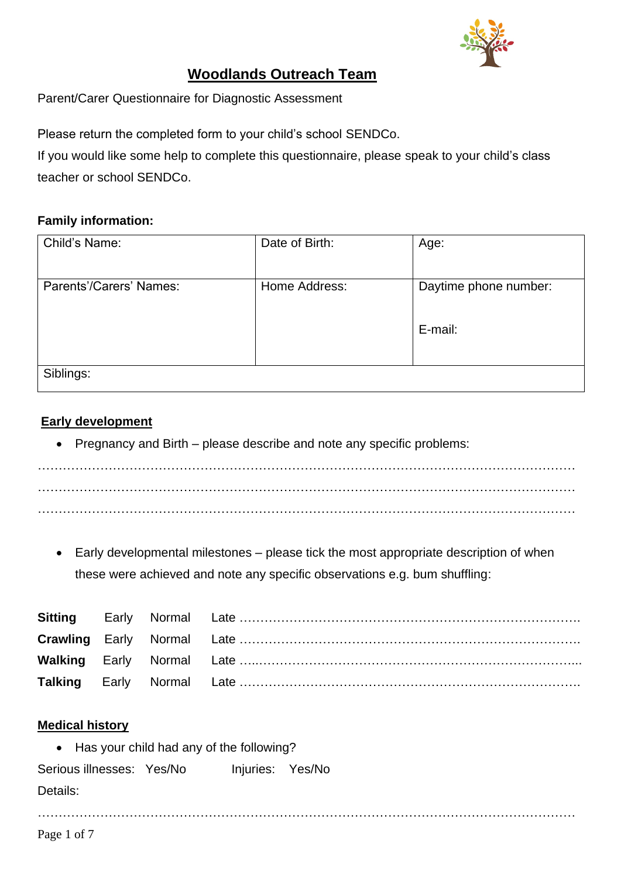# Woodlands Outreach Team

Parent/Carer Questionnaire for Diagnostic Assessment

Please return the completed form to your child's school SENDCo.
If you would like some help to complete this questionnaire, please speak to your child's class teacher or school SENDCo.

**Family information:**

| Child's Name: | Date of Birth: | Age: |
|---|---|---|
| Parents'/Carers' Names: | Home Address: | Daytime phone number:<br><br>E-mail: |
| Siblings: | | |

## Early development

- Pregnancy and Birth – please describe and note any specific problems:

…………………………………………………………………………………………………………
…………………………………………………………………………………………………………
…………………………………………………………………………………………………………

- Early developmental milestones – please tick the most appropriate description of when these were achieved and note any specific observations e.g. bum shuffling:

**Sitting** Early Normal Late ………………………………………………………………………
**Crawling** Early Normal Late ………………………………………………………………………
**Walking** Early Normal Late ………………………………………………………………………
**Talking** Early Normal Late ………………………………………………………………………

## Medical history

- Has your child had any of the following?

Serious illnesses: Yes/No Injuries: Yes/No

Details:

…………………………………………………………………………………………………………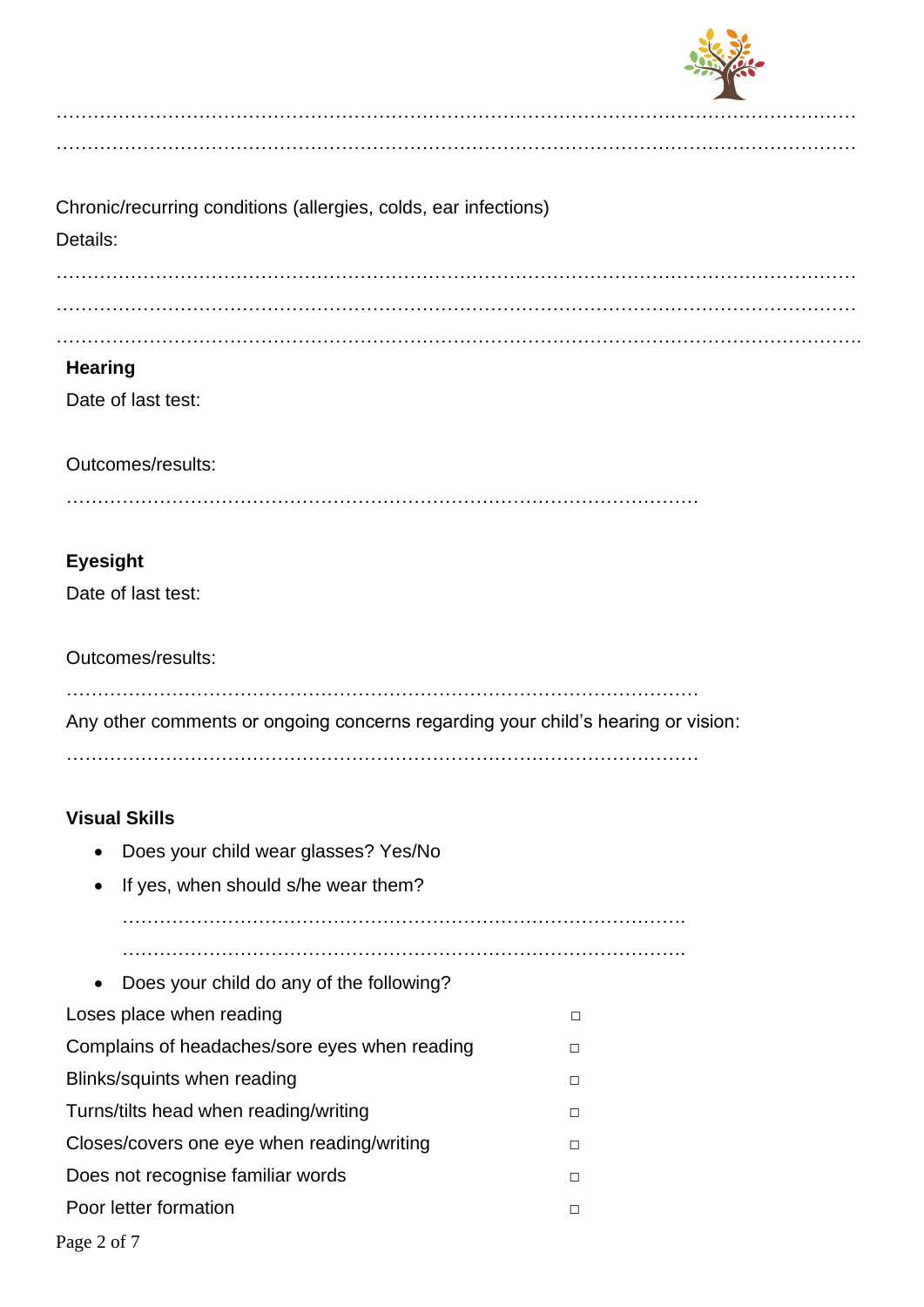…………………………………………………………………………………………………………………

…………………………………………………………………………………………………………………

Chronic/recurring conditions (allergies, colds, ear infections)

Details:

…………………………………………………………………………………………………………………

…………………………………………………………………………………………………………………

…………………………………………………………………………………………………………………

**Hearing**

Date of last test:

Outcomes/results:

…………………………………………………………………………………………

**Eyesight**

Date of last test:

Outcomes/results:

…………………………………………………………………………………………

Any other comments or ongoing concerns regarding your child's hearing or vision:

…………………………………………………………………………………………

**Visual Skills**

- Does your child wear glasses? Yes/No
- If yes, when should s/he wear them?

  ………………………………………………………………………………….

  ………………………………………………………………………………….

- Does your child do any of the following?

| | |
|---|---|
| Loses place when reading | □ |
| Complains of headaches/sore eyes when reading | □ |
| Blinks/squints when reading | □ |
| Turns/tilts head when reading/writing | □ |
| Closes/covers one eye when reading/writing | □ |
| Does not recognise familiar words | □ |
| Poor letter formation | □ |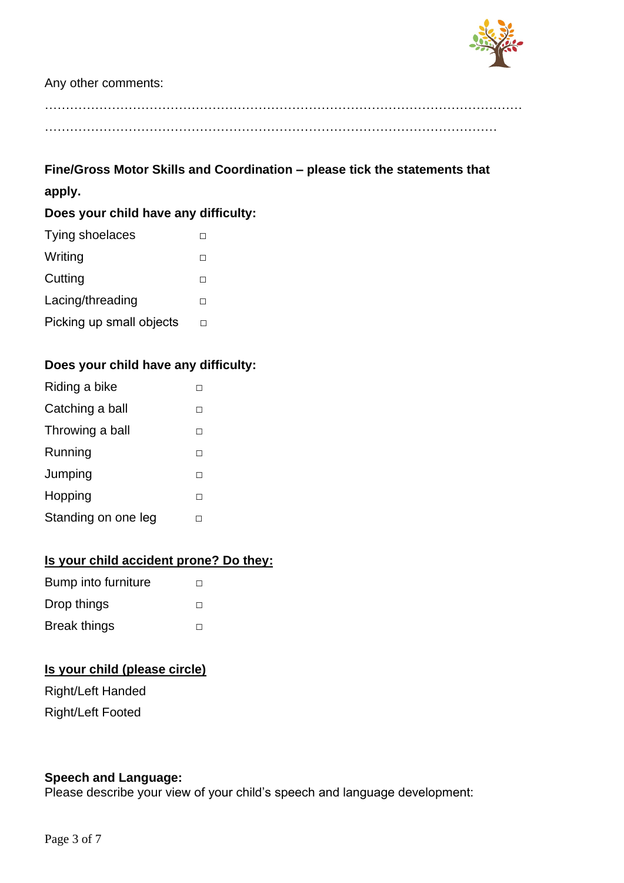Any other comments:

…………………………………………………………………………………………………………
……………………………………………………………………………………………………

**Fine/Gross Motor Skills and Coordination – please tick the statements that apply.**

**Does your child have any difficulty:**

Tying shoelaces □
Writing □
Cutting □
Lacing/threading □
Picking up small objects □

**Does your child have any difficulty:**

Riding a bike □
Catching a ball □
Throwing a ball □
Running □
Jumping □
Hopping □
Standing on one leg □

**Is your child accident prone? Do they:**

Bump into furniture □
Drop things □
Break things □

**Is your child (please circle)**

Right/Left Handed
Right/Left Footed

**Speech and Language:**
Please describe your view of your child's speech and language development: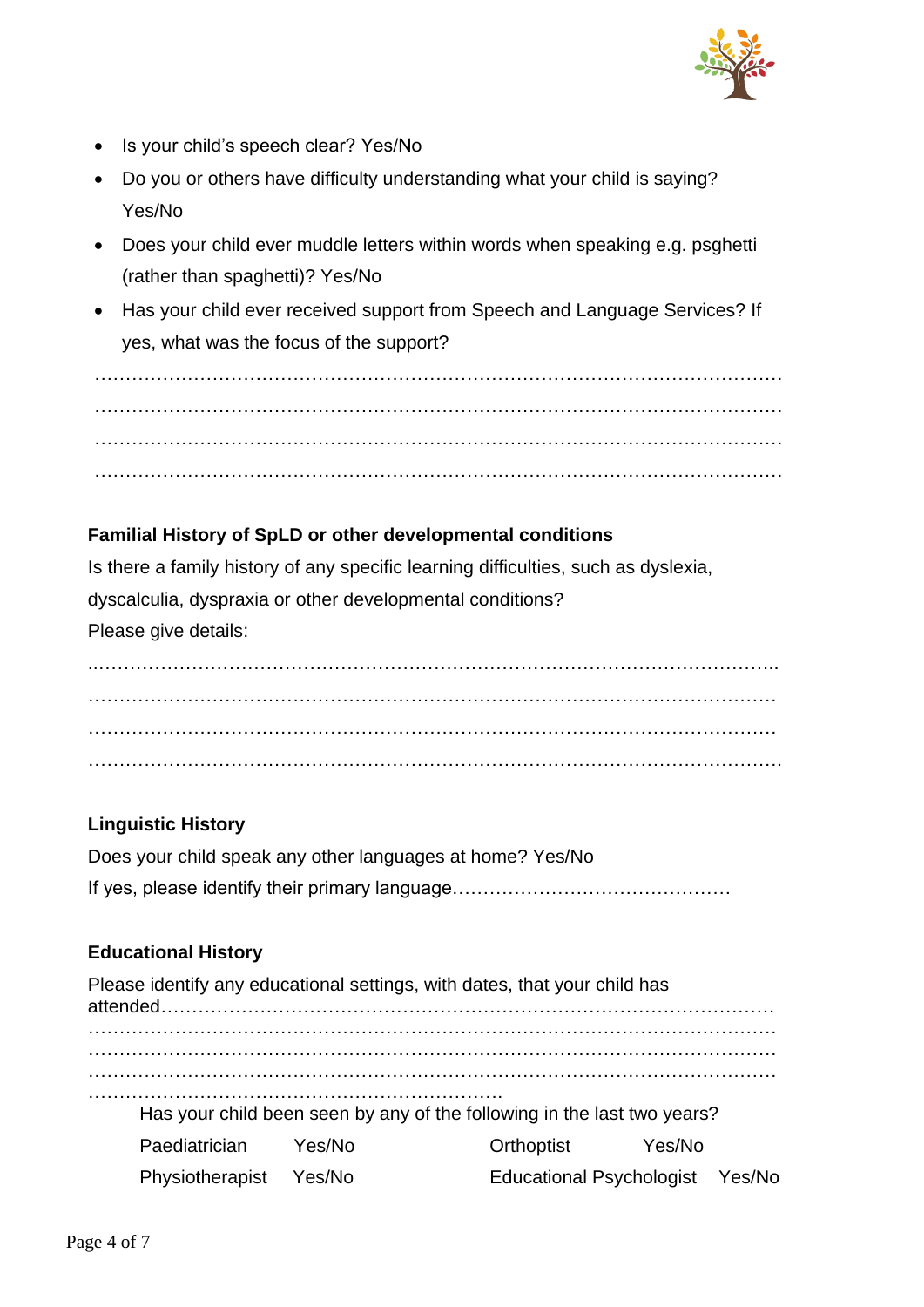- Is your child's speech clear? Yes/No
- Do you or others have difficulty understanding what your child is saying? Yes/No
- Does your child ever muddle letters within words when speaking e.g. psghetti (rather than spaghetti)? Yes/No
- Has your child ever received support from Speech and Language Services? If yes, what was the focus of the support?

…………………………………………………………………………………………………
…………………………………………………………………………………………………
…………………………………………………………………………………………………
…………………………………………………………………………………………………

**Familial History of SpLD or other developmental conditions**

Is there a family history of any specific learning difficulties, such as dyslexia, dyscalculia, dyspraxia or other developmental conditions?

Please give details:

…………………………………………………………………………………………………
…………………………………………………………………………………………………
…………………………………………………………………………………………………
…………………………………………………………………………………………………

**Linguistic History**

Does your child speak any other languages at home? Yes/No

If yes, please identify their primary language………………………………………

**Educational History**

Please identify any educational settings, with dates, that your child has attended…………………………………………………………………………………………
…………………………………………………………………………………………………
…………………………………………………………………………………………………
…………………………………………………………………………………………………
……………………………………………………………

Has your child been seen by any of the following in the last two years?

| | | | |
|---|---|---|---|
| Paediatrician | Yes/No | Orthoptist | Yes/No |
| Physiotherapist | Yes/No | Educational Psychologist | Yes/No |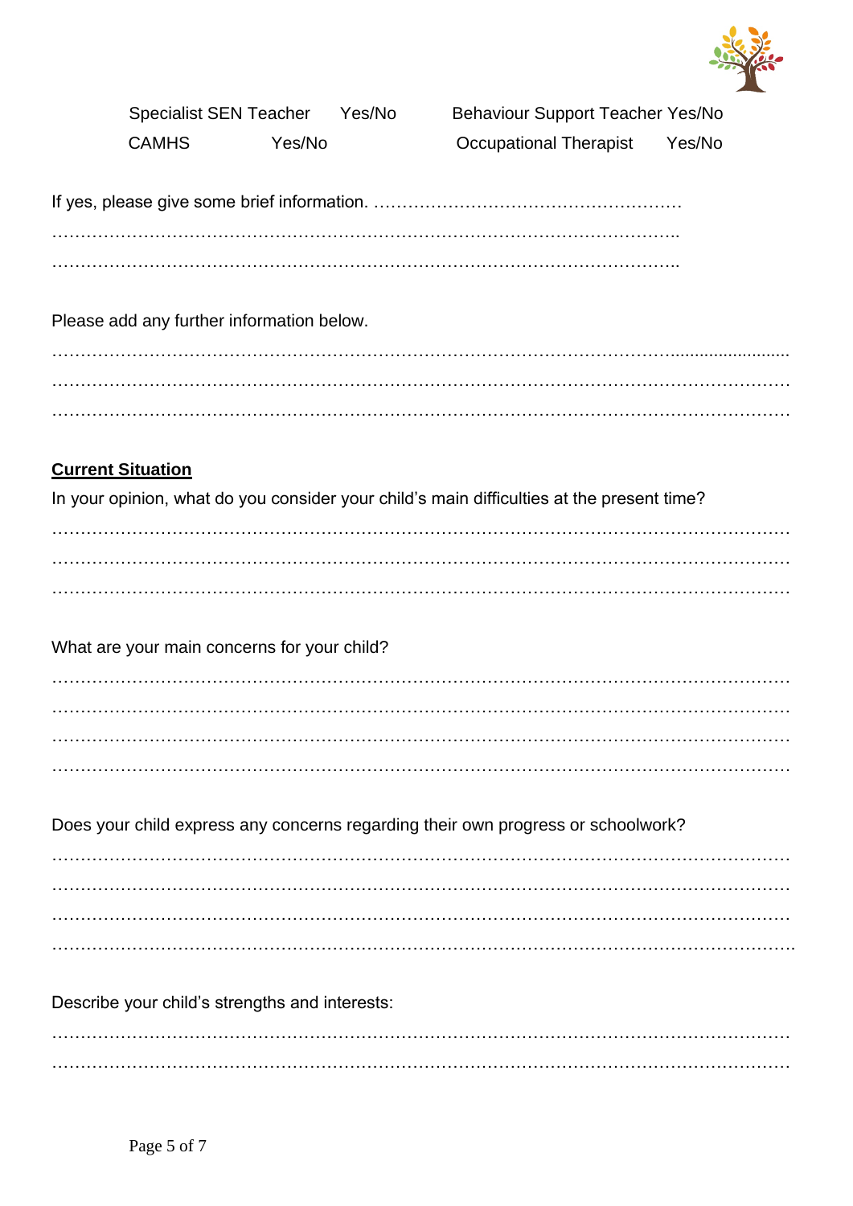| | | | |
|---|---|---|---|
| Specialist SEN Teacher | Yes/No | Behaviour Support Teacher | Yes/No |
| CAMHS | Yes/No | Occupational Therapist | Yes/No |

If yes, please give some brief information. ………………………………………………
……………………………………………………………………………………………..
……………………………………………………………………………………………..

Please add any further information below.

……………………………………………………………………………………………………….
……………………………………………………………………………………………………….
……………………………………………………………………………………………………….

**Current Situation**

In your opinion, what do you consider your child's main difficulties at the present time?

……………………………………………………………………………………………………….
……………………………………………………………………………………………………….
……………………………………………………………………………………………………….

What are your main concerns for your child?

……………………………………………………………………………………………………….
……………………………………………………………………………………………………….
……………………………………………………………………………………………………….
……………………………………………………………………………………………………….

Does your child express any concerns regarding their own progress or schoolwork?

……………………………………………………………………………………………………….
……………………………………………………………………………………………………….
……………………………………………………………………………………………………….
……………………………………………………………………………………………………….

Describe your child's strengths and interests:

……………………………………………………………………………………………………….
……………………………………………………………………………………………………….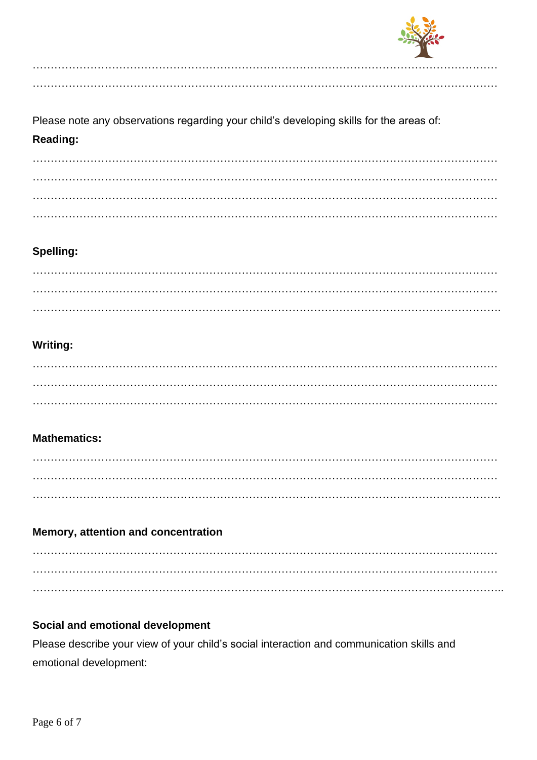…………………………………………………………………………………………………………………
…………………………………………………………………………………………………………………

Please note any observations regarding your child's developing skills for the areas of:

**Reading:**

…………………………………………………………………………………………………………………
…………………………………………………………………………………………………………………
…………………………………………………………………………………………………………………
…………………………………………………………………………………………………………………

**Spelling:**

…………………………………………………………………………………………………………………
…………………………………………………………………………………………………………………
…………………………………………………………………………………………………………………

**Writing:**

…………………………………………………………………………………………………………………
…………………………………………………………………………………………………………………
…………………………………………………………………………………………………………………

**Mathematics:**

…………………………………………………………………………………………………………………
…………………………………………………………………………………………………………………
…………………………………………………………………………………………………………………

**Memory, attention and concentration**

…………………………………………………………………………………………………………………
…………………………………………………………………………………………………………………
…………………………………………………………………………………………………………………

**Social and emotional development**

Please describe your view of your child's social interaction and communication skills and emotional development: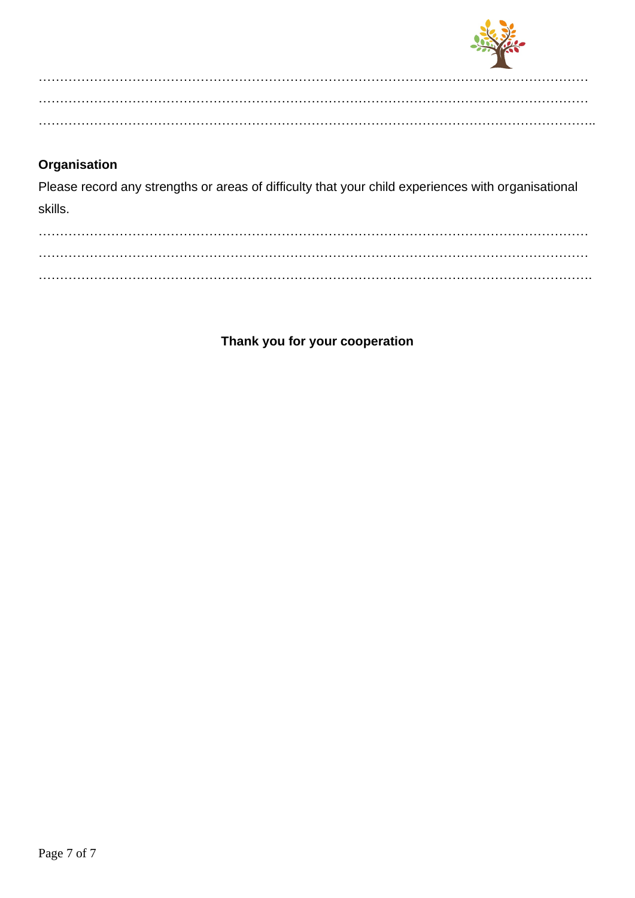…………………………………………………………………………………………………………………
…………………………………………………………………………………………………………………
…………………………………………………………………………………………………………………..

**Organisation**

Please record any strengths or areas of difficulty that your child experiences with organisational skills.

…………………………………………………………………………………………………………………
…………………………………………………………………………………………………………………
………………………………………………………………………………………………………………….

**Thank you for your cooperation**